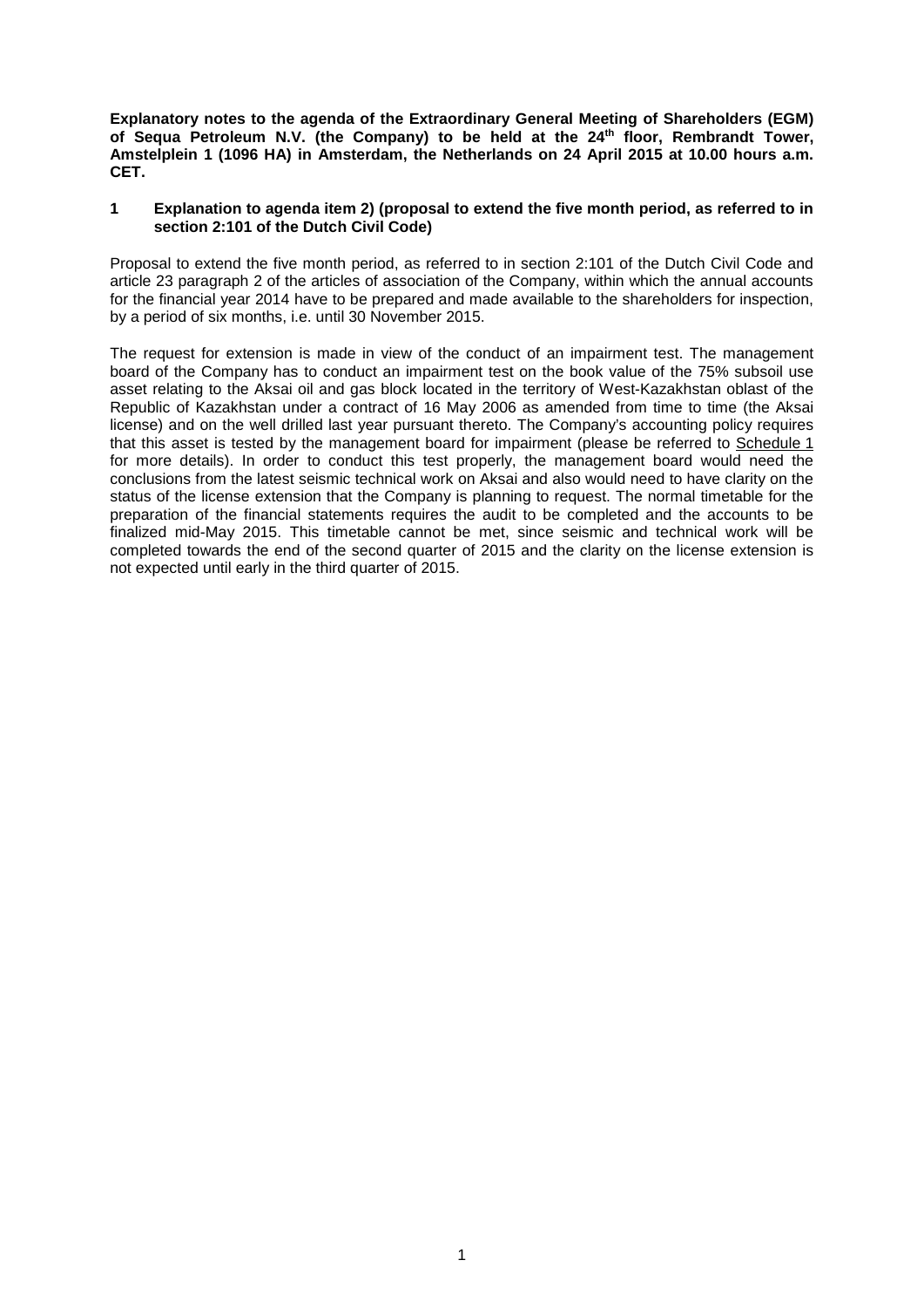**Explanatory notes to the agenda of the Extraordinary General Meeting of Shareholders (EGM) of Sequa Petroleum N.V. (the Company) to be held at the 24th floor, Rembrandt Tower, Amstelplein 1 (1096 HA) in Amsterdam, the Netherlands on 24 April 2015 at 10.00 hours a.m. CET.**

## 1 Explanation to agenda item 2) (proposal to extend the five month period, as referred to in section 2:101 of the Dutch Civil Code)

Proposal to extend the five month period, as referred to in section 2:101 of the Dutch Civil Code and article 23 paragraph 2 of the articles of association of the Company, within which the annual accounts for the financial year 2014 have to be prepared and made available to the shareholders for inspection, by a period of six months, i.e. until 30 November 2015.

The request for extension is made in view of the conduct of an impairment test. The management board of the Company has to conduct an impairment test on the book value of the 75% subsoil use asset relating to the Aksai oil and gas block located in the territory of West-Kazakhstan oblast of the Republic of Kazakhstan under a contract of 16 May 2006 as amended from time to time (the Aksai license) and on the well drilled last year pursuant thereto. The Company's accounting policy requires that this asset is tested by the management board for impairment (please be referred to Schedule 1 for more details). In order to conduct this test properly, the management board would need the conclusions from the latest seismic technical work on Aksai and also would need to have clarity on the status of the license extension that the Company is planning to request. The normal timetable for the preparation of the financial statements requires the audit to be completed and the accounts to be finalized mid-May 2015. This timetable cannot be met, since seismic and technical work will be completed towards the end of the second quarter of 2015 and the clarity on the license extension is not expected until early in the third quarter of 2015.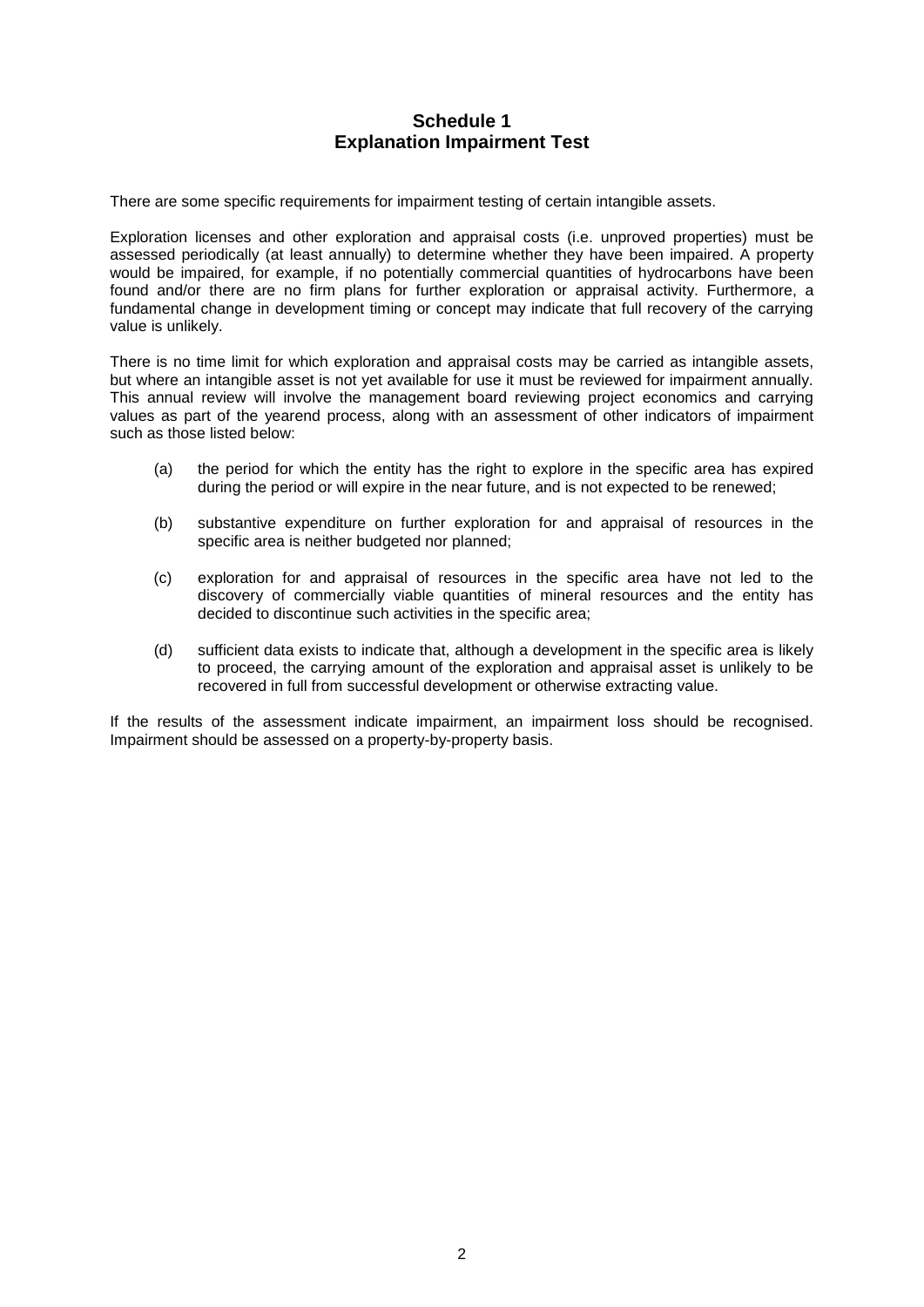# Schedule 1
# Explanation Impairment Test

There are some specific requirements for impairment testing of certain intangible assets.

Exploration licenses and other exploration and appraisal costs (i.e. unproved properties) must be assessed periodically (at least annually) to determine whether they have been impaired. A property would be impaired, for example, if no potentially commercial quantities of hydrocarbons have been found and/or there are no firm plans for further exploration or appraisal activity. Furthermore, a fundamental change in development timing or concept may indicate that full recovery of the carrying value is unlikely.

There is no time limit for which exploration and appraisal costs may be carried as intangible assets, but where an intangible asset is not yet available for use it must be reviewed for impairment annually. This annual review will involve the management board reviewing project economics and carrying values as part of the yearend process, along with an assessment of other indicators of impairment such as those listed below:

(a) the period for which the entity has the right to explore in the specific area has expired during the period or will expire in the near future, and is not expected to be renewed;

(b) substantive expenditure on further exploration for and appraisal of resources in the specific area is neither budgeted nor planned;

(c) exploration for and appraisal of resources in the specific area have not led to the discovery of commercially viable quantities of mineral resources and the entity has decided to discontinue such activities in the specific area;

(d) sufficient data exists to indicate that, although a development in the specific area is likely to proceed, the carrying amount of the exploration and appraisal asset is unlikely to be recovered in full from successful development or otherwise extracting value.

If the results of the assessment indicate impairment, an impairment loss should be recognised. Impairment should be assessed on a property-by-property basis.